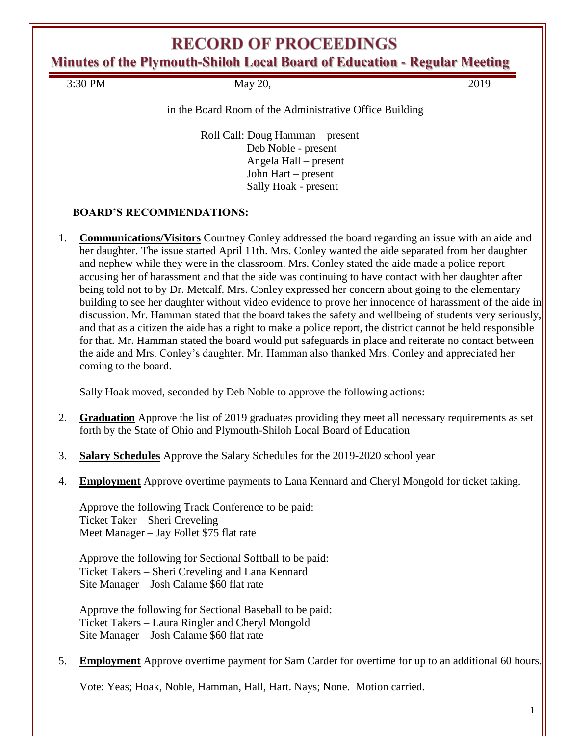# RECORD OF PROCEEDINGS

## Minutes of the Plymouth-Shiloh Local Board of Education - Regular Meeting

3:30 PM May 20, 2019

in the Board Room of the Administrative Office Building

Roll Call: Doug Hamman – present
Deb Noble - present
Angela Hall – present
John Hart – present
Sally Hoak - present

**BOARD'S RECOMMENDATIONS:**

1. **Communications/Visitors** Courtney Conley addressed the board regarding an issue with an aide and her daughter. The issue started April 11th. Mrs. Conley wanted the aide separated from her daughter and nephew while they were in the classroom. Mrs. Conley stated the aide made a police report accusing her of harassment and that the aide was continuing to have contact with her daughter after being told not to by Dr. Metcalf. Mrs. Conley expressed her concern about going to the elementary building to see her daughter without video evidence to prove her innocence of harassment of the aide in discussion. Mr. Hamman stated that the board takes the safety and wellbeing of students very seriously, and that as a citizen the aide has a right to make a police report, the district cannot be held responsible for that. Mr. Hamman stated the board would put safeguards in place and reiterate no contact between the aide and Mrs. Conley's daughter. Mr. Hamman also thanked Mrs. Conley and appreciated her coming to the board.

   Sally Hoak moved, seconded by Deb Noble to approve the following actions:

2. **Graduation** Approve the list of 2019 graduates providing they meet all necessary requirements as set forth by the State of Ohio and Plymouth-Shiloh Local Board of Education

3. **Salary Schedules** Approve the Salary Schedules for the 2019-2020 school year

4. **Employment** Approve overtime payments to Lana Kennard and Cheryl Mongold for ticket taking.

   Approve the following Track Conference to be paid:
   Ticket Taker – Sheri Creveling
   Meet Manager – Jay Follet $75 flat rate

   Approve the following for Sectional Softball to be paid:
   Ticket Takers – Sheri Creveling and Lana Kennard
   Site Manager – Josh Calame $60 flat rate

   Approve the following for Sectional Baseball to be paid:
   Ticket Takers – Laura Ringler and Cheryl Mongold
   Site Manager – Josh Calame $60 flat rate

5. **Employment** Approve overtime payment for Sam Carder for overtime for up to an additional 60 hours.

   Vote: Yeas; Hoak, Noble, Hamman, Hall, Hart. Nays; None. Motion carried.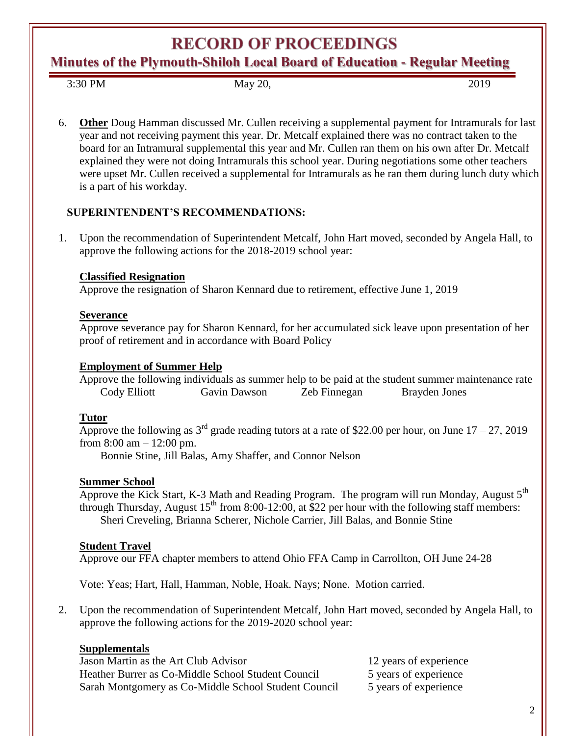# RECORD OF PROCEEDINGS

## Minutes of the Plymouth-Shiloh Local Board of Education - Regular Meeting

3:30 PM May 20, 2019

6. **Other** Doug Hamman discussed Mr. Cullen receiving a supplemental payment for Intramurals for last year and not receiving payment this year. Dr. Metcalf explained there was no contract taken to the board for an Intramural supplemental this year and Mr. Cullen ran them on his own after Dr. Metcalf explained they were not doing Intramurals this school year. During negotiations some other teachers were upset Mr. Cullen received a supplemental for Intramurals as he ran them during lunch duty which is a part of his workday.

### SUPERINTENDENT'S RECOMMENDATIONS:

1. Upon the recommendation of Superintendent Metcalf, John Hart moved, seconded by Angela Hall, to approve the following actions for the 2018-2019 school year:

   **Classified Resignation**
   Approve the resignation of Sharon Kennard due to retirement, effective June 1, 2019

   **Severance**
   Approve severance pay for Sharon Kennard, for her accumulated sick leave upon presentation of her proof of retirement and in accordance with Board Policy

   **Employment of Summer Help**
   Approve the following individuals as summer help to be paid at the student summer maintenance rate
   Cody Elliott Gavin Dawson Zeb Finnegan Brayden Jones

   **Tutor**
   Approve the following as 3rd grade reading tutors at a rate of $22.00 per hour, on June 17 – 27, 2019 from 8:00 am – 12:00 pm.
   Bonnie Stine, Jill Balas, Amy Shaffer, and Connor Nelson

   **Summer School**
   Approve the Kick Start, K-3 Math and Reading Program. The program will run Monday, August 5th through Thursday, August 15th from 8:00-12:00, at $22 per hour with the following staff members:
   Sheri Creveling, Brianna Scherer, Nichole Carrier, Jill Balas, and Bonnie Stine

   **Student Travel**
   Approve our FFA chapter members to attend Ohio FFA Camp in Carrollton, OH June 24-28

   Vote: Yeas; Hart, Hall, Hamman, Noble, Hoak. Nays; None. Motion carried.

2. Upon the recommendation of Superintendent Metcalf, John Hart moved, seconded by Angela Hall, to approve the following actions for the 2019-2020 school year:

   **Supplementals**

   | | |
   |---|---|
   | Jason Martin as the Art Club Advisor | 12 years of experience |
   | Heather Burrer as Co-Middle School Student Council | 5 years of experience |
   | Sarah Montgomery as Co-Middle School Student Council | 5 years of experience |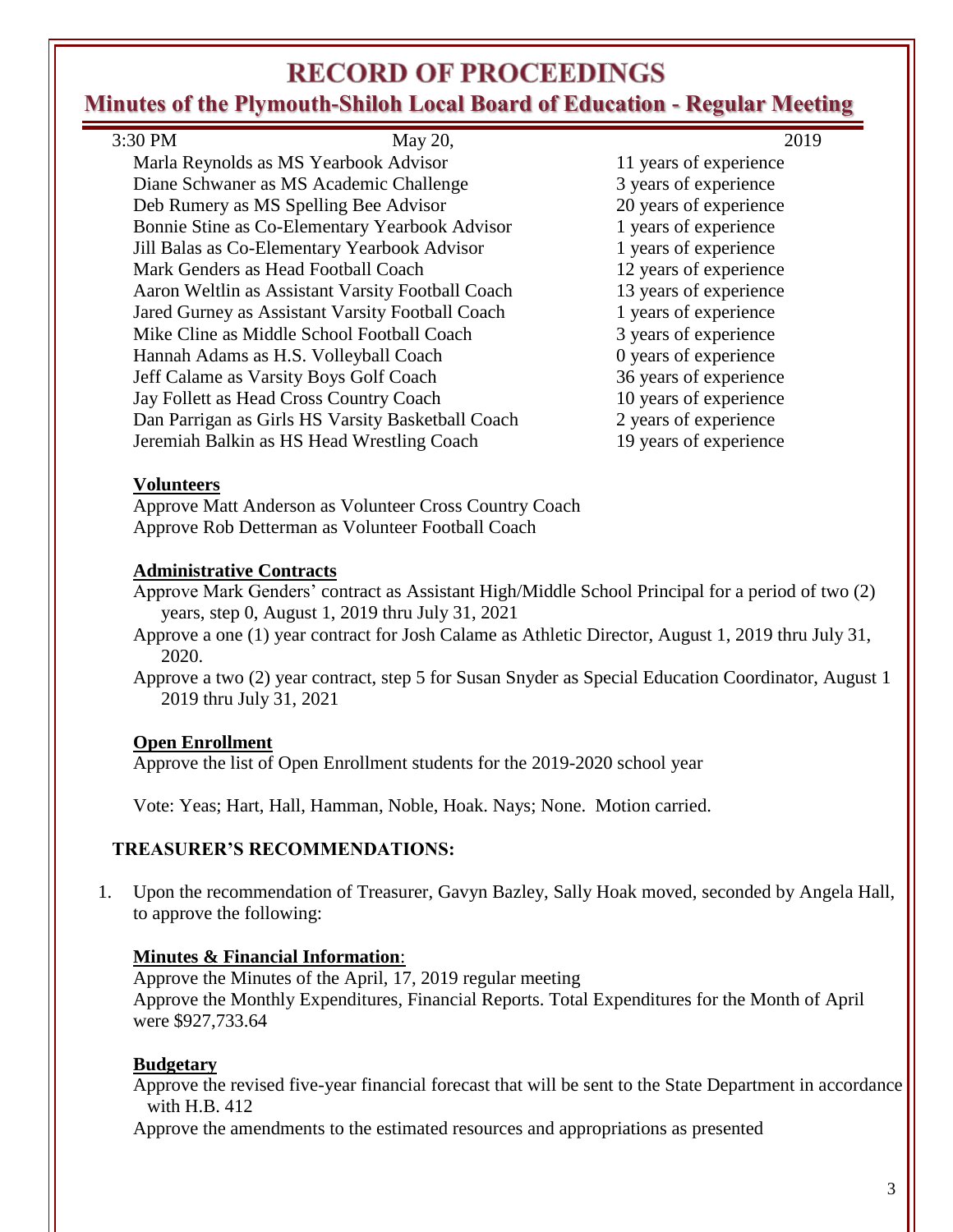3:30 PM May 20, 2019

| | |
|---|---|
| Marla Reynolds as MS Yearbook Advisor | 11 years of experience |
| Diane Schwaner as MS Academic Challenge | 3 years of experience |
| Deb Rumery as MS Spelling Bee Advisor | 20 years of experience |
| Bonnie Stine as Co-Elementary Yearbook Advisor | 1 years of experience |
| Jill Balas as Co-Elementary Yearbook Advisor | 1 years of experience |
| Mark Genders as Head Football Coach | 12 years of experience |
| Aaron Weltlin as Assistant Varsity Football Coach | 13 years of experience |
| Jared Gurney as Assistant Varsity Football Coach | 1 years of experience |
| Mike Cline as Middle School Football Coach | 3 years of experience |
| Hannah Adams as H.S. Volleyball Coach | 0 years of experience |
| Jeff Calame as Varsity Boys Golf Coach | 36 years of experience |
| Jay Follett as Head Cross Country Coach | 10 years of experience |
| Dan Parrigan as Girls HS Varsity Basketball Coach | 2 years of experience |
| Jeremiah Balkin as HS Head Wrestling Coach | 19 years of experience |

**Volunteers**

Approve Matt Anderson as Volunteer Cross Country Coach
Approve Rob Detterman as Volunteer Football Coach

**Administrative Contracts**

Approve Mark Genders' contract as Assistant High/Middle School Principal for a period of two (2) years, step 0, August 1, 2019 thru July 31, 2021

Approve a one (1) year contract for Josh Calame as Athletic Director, August 1, 2019 thru July 31, 2020.

Approve a two (2) year contract, step 5 for Susan Snyder as Special Education Coordinator, August 1 2019 thru July 31, 2021

**Open Enrollment**

Approve the list of Open Enrollment students for the 2019-2020 school year

Vote: Yeas; Hart, Hall, Hamman, Noble, Hoak. Nays; None. Motion carried.

## TREASURER'S RECOMMENDATIONS:

1. Upon the recommendation of Treasurer, Gavyn Bazley, Sally Hoak moved, seconded by Angela Hall, to approve the following:

**Minutes & Financial Information**:

Approve the Minutes of the April, 17, 2019 regular meeting
Approve the Monthly Expenditures, Financial Reports. Total Expenditures for the Month of April were $927,733.64

**Budgetary**

Approve the revised five-year financial forecast that will be sent to the State Department in accordance with H.B. 412

Approve the amendments to the estimated resources and appropriations as presented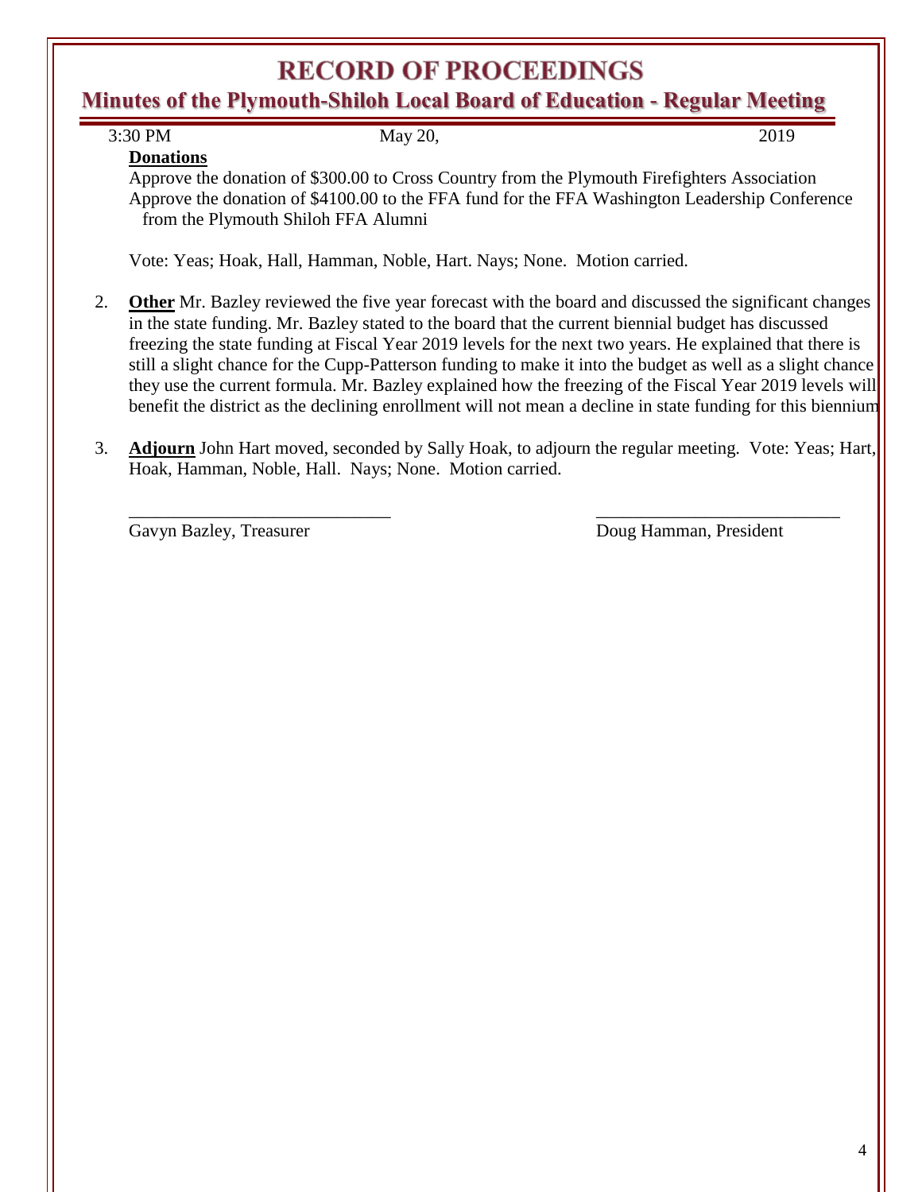**Donations**

Approve the donation of $300.00 to Cross Country from the Plymouth Firefighters Association
Approve the donation of $4100.00 to the FFA fund for the FFA Washington Leadership Conference from the Plymouth Shiloh FFA Alumni

Vote: Yeas; Hoak, Hall, Hamman, Noble, Hart. Nays; None. Motion carried.

2. **Other** Mr. Bazley reviewed the five year forecast with the board and discussed the significant changes in the state funding. Mr. Bazley stated to the board that the current biennial budget has discussed freezing the state funding at Fiscal Year 2019 levels for the next two years. He explained that there is still a slight chance for the Cupp-Patterson funding to make it into the budget as well as a slight chance they use the current formula. Mr. Bazley explained how the freezing of the Fiscal Year 2019 levels will benefit the district as the declining enrollment will not mean a decline in state funding for this biennium

3. **Adjourn** John Hart moved, seconded by Sally Hoak, to adjourn the regular meeting. Vote: Yeas; Hart, Hoak, Hamman, Noble, Hall. Nays; None. Motion carried.

\_\_\_\_\_\_\_\_\_\_\_\_\_\_\_\_\_\_\_\_\_\_\_\_\_\_\_\_\_\_ \_\_\_\_\_\_\_\_\_\_\_\_\_\_\_\_\_\_\_\_\_\_\_\_\_\_\_\_

Gavyn Bazley, Treasurer Doug Hamman, President